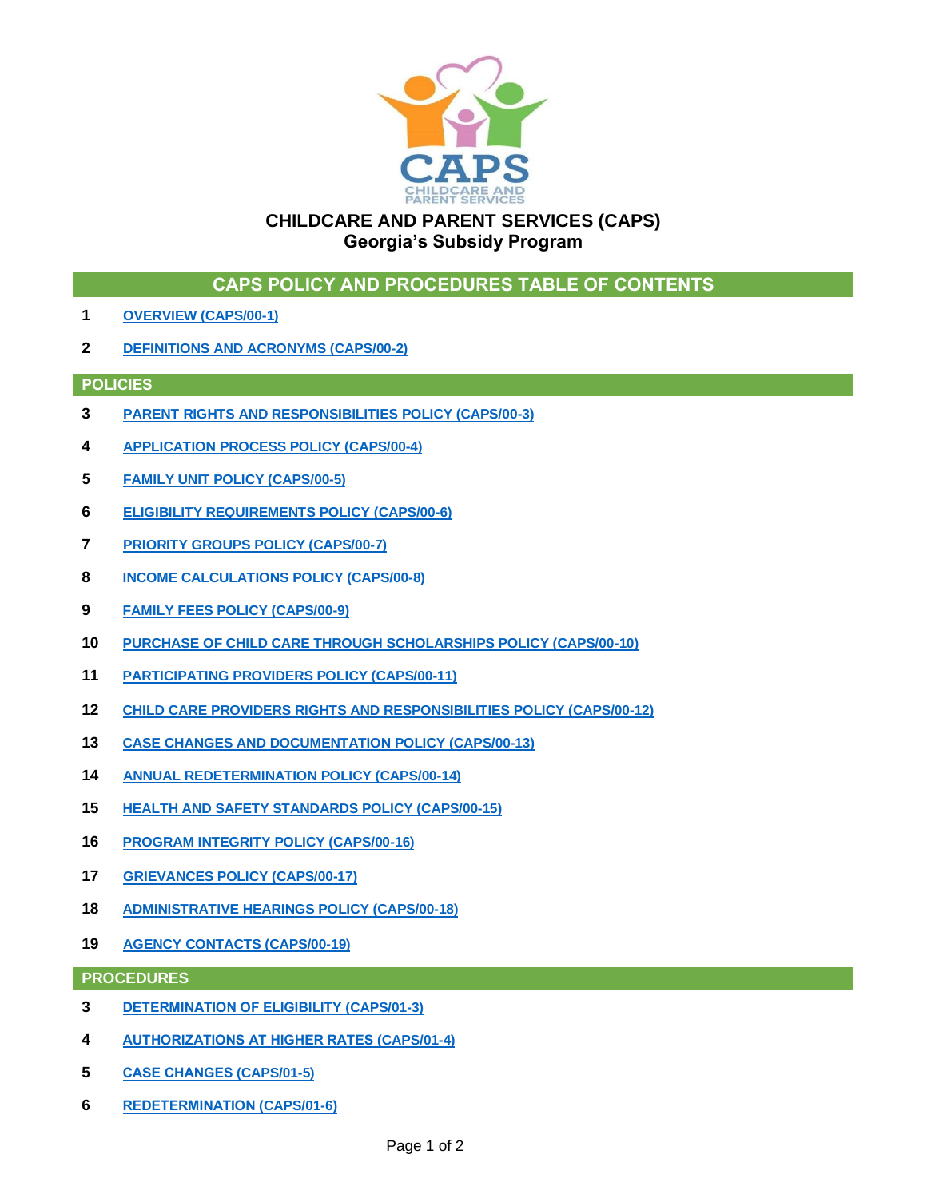# CHILDCARE AND PARENT SERVICES (CAPS)
## Georgia's Subsidy Program

## CAPS POLICY AND PROCEDURES TABLE OF CONTENTS

| | |
|---|---|
| 1 | OVERVIEW (CAPS/00-1) |
| 2 | DEFINITIONS AND ACRONYMS (CAPS/00-2) |

### POLICIES

| | |
|---|---|
| 3 | PARENT RIGHTS AND RESPONSIBILITIES POLICY (CAPS/00-3) |
| 4 | APPLICATION PROCESS POLICY (CAPS/00-4) |
| 5 | FAMILY UNIT POLICY (CAPS/00-5) |
| 6 | ELIGIBILITY REQUIREMENTS POLICY (CAPS/00-6) |
| 7 | PRIORITY GROUPS POLICY (CAPS/00-7) |
| 8 | INCOME CALCULATIONS POLICY (CAPS/00-8) |
| 9 | FAMILY FEES POLICY (CAPS/00-9) |
| 10 | PURCHASE OF CHILD CARE THROUGH SCHOLARSHIPS POLICY (CAPS/00-10) |
| 11 | PARTICIPATING PROVIDERS POLICY (CAPS/00-11) |
| 12 | CHILD CARE PROVIDERS RIGHTS AND RESPONSIBILITIES POLICY (CAPS/00-12) |
| 13 | CASE CHANGES AND DOCUMENTATION POLICY (CAPS/00-13) |
| 14 | ANNUAL REDETERMINATION POLICY (CAPS/00-14) |
| 15 | HEALTH AND SAFETY STANDARDS POLICY (CAPS/00-15) |
| 16 | PROGRAM INTEGRITY POLICY (CAPS/00-16) |
| 17 | GRIEVANCES POLICY (CAPS/00-17) |
| 18 | ADMINISTRATIVE HEARINGS POLICY (CAPS/00-18) |
| 19 | AGENCY CONTACTS (CAPS/00-19) |

### PROCEDURES

| | |
|---|---|
| 3 | DETERMINATION OF ELIGIBILITY (CAPS/01-3) |
| 4 | AUTHORIZATIONS AT HIGHER RATES (CAPS/01-4) |
| 5 | CASE CHANGES (CAPS/01-5) |
| 6 | REDETERMINATION (CAPS/01-6) |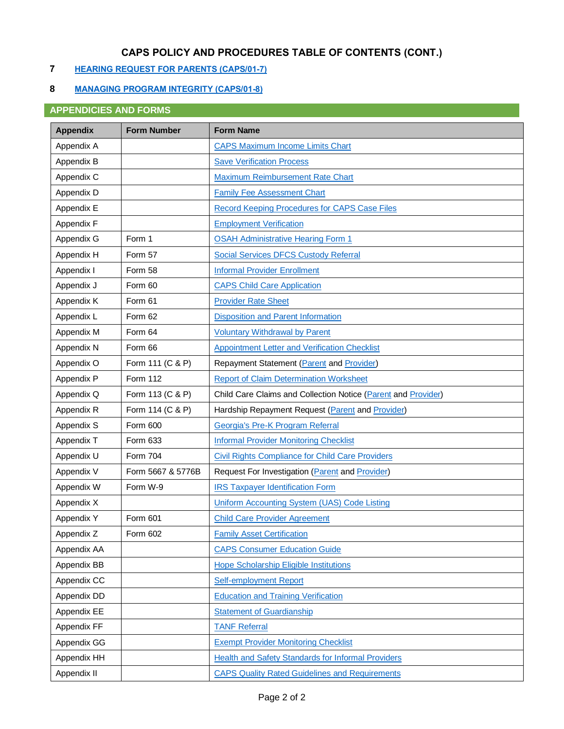# CAPS POLICY AND PROCEDURES TABLE OF CONTENTS (CONT.)

**7** **HEARING REQUEST FOR PARENTS (CAPS/01-7)**

**8** **MANAGING PROGRAM INTEGRITY (CAPS/01-8)**

## APPENDICIES AND FORMS

| Appendix | Form Number | Form Name |
|---|---|---|
| Appendix A | | CAPS Maximum Income Limits Chart |
| Appendix B | | Save Verification Process |
| Appendix C | | Maximum Reimbursement Rate Chart |
| Appendix D | | Family Fee Assessment Chart |
| Appendix E | | Record Keeping Procedures for CAPS Case Files |
| Appendix F | | Employment Verification |
| Appendix G | Form 1 | OSAH Administrative Hearing Form 1 |
| Appendix H | Form 57 | Social Services DFCS Custody Referral |
| Appendix I | Form 58 | Informal Provider Enrollment |
| Appendix J | Form 60 | CAPS Child Care Application |
| Appendix K | Form 61 | Provider Rate Sheet |
| Appendix L | Form 62 | Disposition and Parent Information |
| Appendix M | Form 64 | Voluntary Withdrawal by Parent |
| Appendix N | Form 66 | Appointment Letter and Verification Checklist |
| Appendix O | Form 111 (C & P) | Repayment Statement (Parent and Provider) |
| Appendix P | Form 112 | Report of Claim Determination Worksheet |
| Appendix Q | Form 113 (C & P) | Child Care Claims and Collection Notice (Parent and Provider) |
| Appendix R | Form 114 (C & P) | Hardship Repayment Request (Parent and Provider) |
| Appendix S | Form 600 | Georgia's Pre-K Program Referral |
| Appendix T | Form 633 | Informal Provider Monitoring Checklist |
| Appendix U | Form 704 | Civil Rights Compliance for Child Care Providers |
| Appendix V | Form 5667 & 5776B | Request For Investigation (Parent and Provider) |
| Appendix W | Form W-9 | IRS Taxpayer Identification Form |
| Appendix X | | Uniform Accounting System (UAS) Code Listing |
| Appendix Y | Form 601 | Child Care Provider Agreement |
| Appendix Z | Form 602 | Family Asset Certification |
| Appendix AA | | CAPS Consumer Education Guide |
| Appendix BB | | Hope Scholarship Eligible Institutions |
| Appendix CC | | Self-employment Report |
| Appendix DD | | Education and Training Verification |
| Appendix EE | | Statement of Guardianship |
| Appendix FF | | TANF Referral |
| Appendix GG | | Exempt Provider Monitoring Checklist |
| Appendix HH | | Health and Safety Standards for Informal Providers |
| Appendix II | | CAPS Quality Rated Guidelines and Requirements |